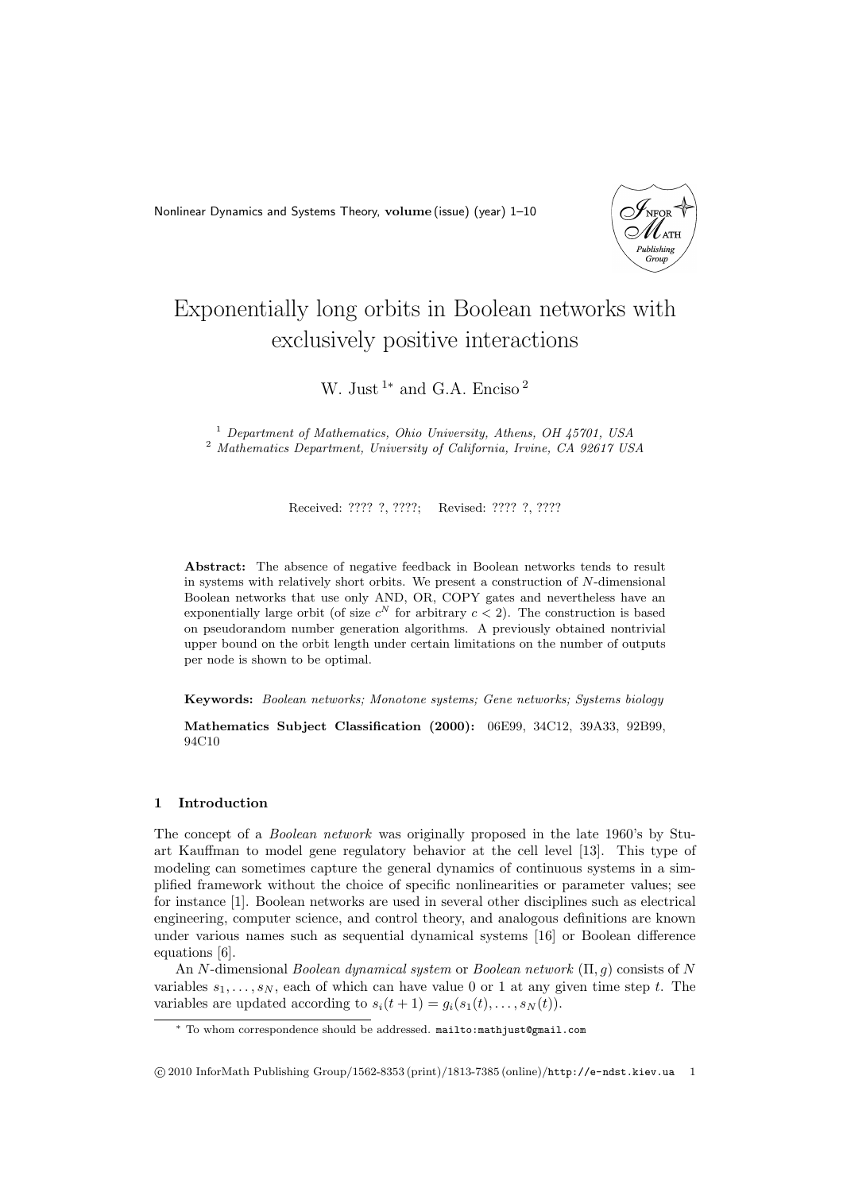# Exponentially long orbits in Boolean networks with exclusively positive interactions

W. Just [1]* and G.A. Enciso [2]

[1] *Department of Mathematics, Ohio University, Athens, OH 45701, USA*
[2] *Mathematics Department, University of California, Irvine, CA 92617 USA*

Received: ???? ?, ????; Revised: ???? ?, ????

**Abstract:** The absence of negative feedback in Boolean networks tends to result in systems with relatively short orbits. We present a construction of $N$-dimensional Boolean networks that use only AND, OR, COPY gates and nevertheless have an exponentially large orbit (of size $c^N$ for arbitrary $c < 2$). The construction is based on pseudorandom number generation algorithms. A previously obtained nontrivial upper bound on the orbit length under certain limitations on the number of outputs per node is shown to be optimal.

**Keywords:** *Boolean networks; Monotone systems; Gene networks; Systems biology*

**Mathematics Subject Classification (2000):** 06E99, 34C12, 39A33, 92B99, 94C10

## 1 Introduction

The concept of a *Boolean network* was originally proposed in the late 1960's by Stuart Kauffman to model gene regulatory behavior at the cell level [13]. This type of modeling can sometimes capture the general dynamics of continuous systems in a simplified framework without the choice of specific nonlinearities or parameter values; see for instance [1]. Boolean networks are used in several other disciplines such as electrical engineering, computer science, and control theory, and analogous definitions are known under various names such as sequential dynamical systems [16] or Boolean difference equations [6].

An $N$-dimensional *Boolean dynamical system* or *Boolean network* $(\Pi, g)$ consists of $N$ variables $s_1, \ldots, s_N$, each of which can have value 0 or 1 at any given time step $t$. The variables are updated according to $s_i(t+1) = g_i(s_1(t), \ldots, s_N(t))$.

* To whom correspondence should be addressed. mailto:mathjust@gmail.com

© 2010 InforMath Publishing Group/1562-8353 (print)/1813-7385 (online)/http://e-ndst.kiev.ua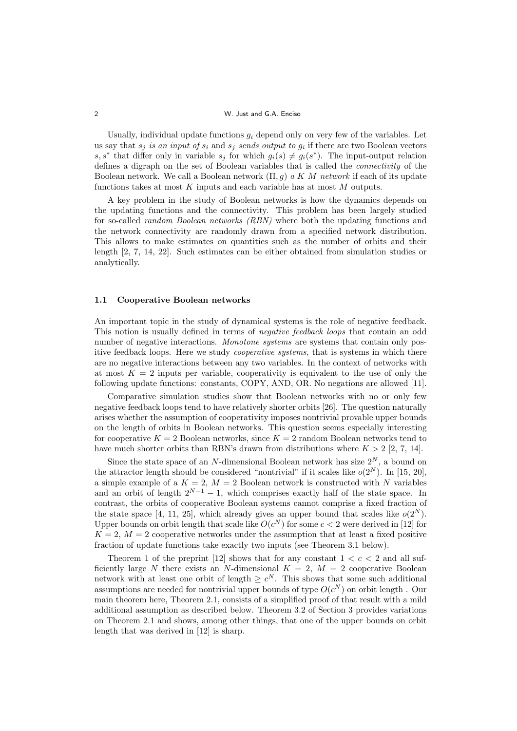Usually, individual update functions $g_i$ depend only on very few of the variables. Let us say that *$s_j$ is an input of $s_i$* and *$s_j$ sends output to $g_i$* if there are two Boolean vectors $s, s^*$ that differ only in variable $s_j$ for which $g_i(s) \neq g_i(s^*)$. The input-output relation defines a digraph on the set of Boolean variables that is called the *connectivity* of the Boolean network. We call a Boolean network $(\Pi, g)$ *a $K$ $M$ network* if each of its update functions takes at most $K$ inputs and each variable has at most $M$ outputs.

A key problem in the study of Boolean networks is how the dynamics depends on the updating functions and the connectivity. This problem has been largely studied for so-called *random Boolean networks (RBN)* where both the updating functions and the network connectivity are randomly drawn from a specified network distribution. This allows to make estimates on quantities such as the number of orbits and their length [2, 7, 14, 22]. Such estimates can be either obtained from simulation studies or analytically.

### 1.1 Cooperative Boolean networks

An important topic in the study of dynamical systems is the role of negative feedback. This notion is usually defined in terms of *negative feedback loops* that contain an odd number of negative interactions. *Monotone systems* are systems that contain only positive feedback loops. Here we study *cooperative systems,* that is systems in which there are no negative interactions between any two variables. In the context of networks with at most $K = 2$ inputs per variable, cooperativity is equivalent to the use of only the following update functions: constants, COPY, AND, OR. No negations are allowed [11].

Comparative simulation studies show that Boolean networks with no or only few negative feedback loops tend to have relatively shorter orbits [26]. The question naturally arises whether the assumption of cooperativity imposes nontrivial provable upper bounds on the length of orbits in Boolean networks. This question seems especially interesting for cooperative $K = 2$ Boolean networks, since $K = 2$ random Boolean networks tend to have much shorter orbits than RBN's drawn from distributions where $K > 2$ [2, 7, 14].

Since the state space of an $N$-dimensional Boolean network has size $2^N$, a bound on the attractor length should be considered "nontrivial" if it scales like $o(2^N)$. In [15, 20], a simple example of a $K = 2$, $M = 2$ Boolean network is constructed with $N$ variables and an orbit of length $2^{N-1} - 1$, which comprises exactly half of the state space. In contrast, the orbits of cooperative Boolean systems cannot comprise a fixed fraction of the state space [4, 11, 25], which already gives an upper bound that scales like $o(2^N)$. Upper bounds on orbit length that scale like $O(c^N)$ for some $c < 2$ were derived in [12] for $K = 2$, $M = 2$ cooperative networks under the assumption that at least a fixed positive fraction of update functions take exactly two inputs (see Theorem 3.1 below).

Theorem 1 of the preprint [12] shows that for any constant $1 < c < 2$ and all sufficiently large $N$ there exists an $N$-dimensional $K = 2$, $M = 2$ cooperative Boolean network with at least one orbit of length $\geq c^N$. This shows that some such additional assumptions are needed for nontrivial upper bounds of type $O(c^N)$ on orbit length . Our main theorem here, Theorem 2.1, consists of a simplified proof of that result with a mild additional assumption as described below. Theorem 3.2 of Section 3 provides variations on Theorem 2.1 and shows, among other things, that one of the upper bounds on orbit length that was derived in [12] is sharp.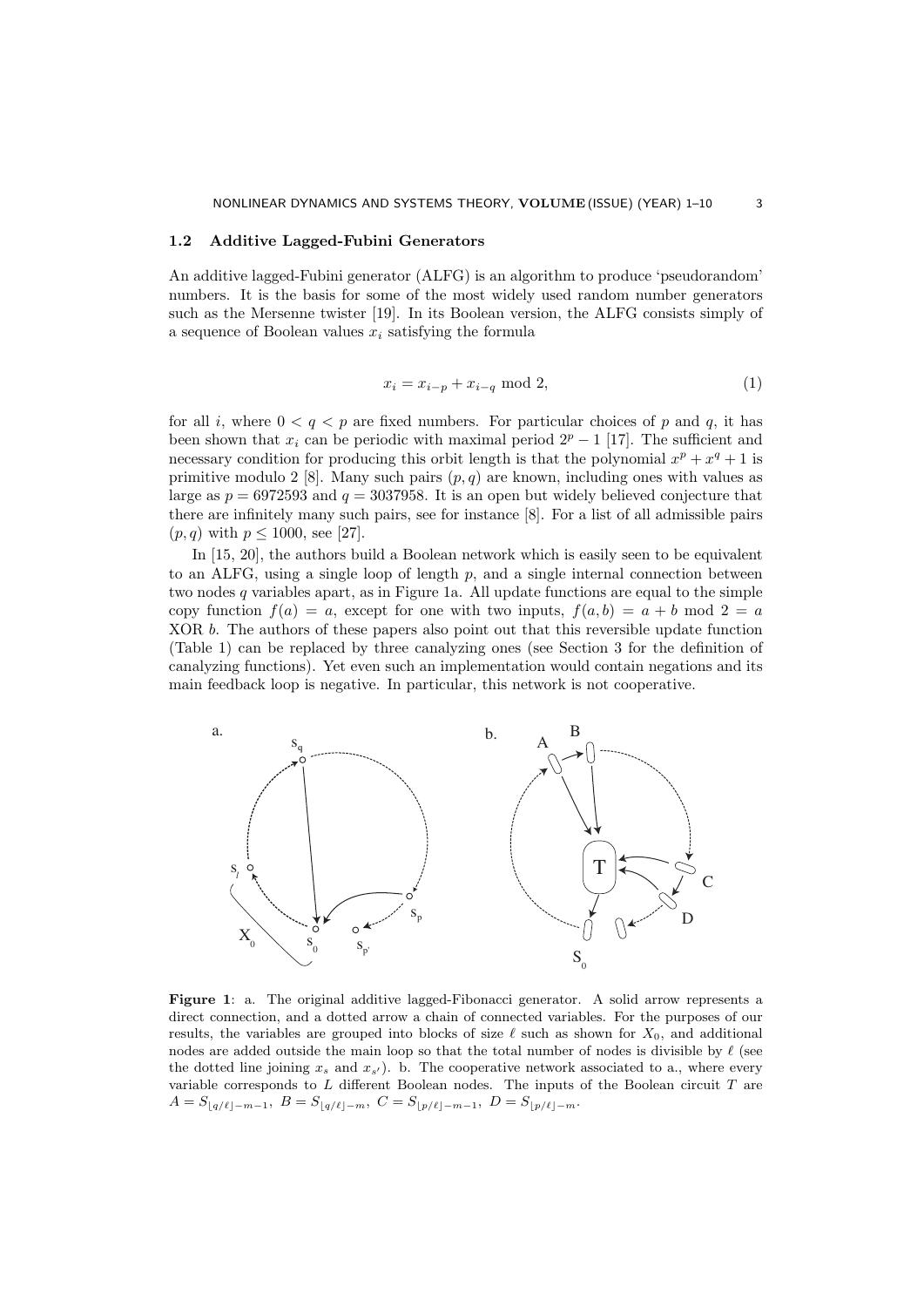### 1.2 Additive Lagged-Fubini Generators

An additive lagged-Fubini generator (ALFG) is an algorithm to produce 'pseudorandom' numbers. It is the basis for some of the most widely used random number generators such as the Mersenne twister [19]. In its Boolean version, the ALFG consists simply of a sequence of Boolean values $x_i$ satisfying the formula

$$x_i = x_{i-p} + x_{i-q} \bmod 2, \tag{1}$$

for all $i$, where $0 < q < p$ are fixed numbers. For particular choices of $p$ and $q$, it has been shown that $x_i$ can be periodic with maximal period $2^p - 1$ [17]. The sufficient and necessary condition for producing this orbit length is that the polynomial $x^p + x^q + 1$ is primitive modulo 2 [8]. Many such pairs $(p, q)$ are known, including ones with values as large as $p = 6972593$ and $q = 3037958$. It is an open but widely believed conjecture that there are infinitely many such pairs, see for instance [8]. For a list of all admissible pairs $(p, q)$ with $p \leq 1000$, see [27].

In [15, 20], the authors build a Boolean network which is easily seen to be equivalent to an ALFG, using a single loop of length $p$, and a single internal connection between two nodes $q$ variables apart, as in Figure 1a. All update functions are equal to the simple copy function $f(a) = a$, except for one with two inputs, $f(a, b) = a + b \bmod 2 = a$ XOR $b$. The authors of these papers also point out that this reversible update function (Table 1) can be replaced by three canalyzing ones (see Section 3 for the definition of canalyzing functions). Yet even such an implementation would contain negations and its main feedback loop is negative. In particular, this network is not cooperative.

**Figure 1**: a. The original additive lagged-Fibonacci generator. A solid arrow represents a direct connection, and a dotted arrow a chain of connected variables. For the purposes of our results, the variables are grouped into blocks of size $\ell$ such as shown for $X_0$, and additional nodes are added outside the main loop so that the total number of nodes is divisible by $\ell$ (see the dotted line joining $x_s$ and $x_{s'}$). b. The cooperative network associated to a., where every variable corresponds to $L$ different Boolean nodes. The inputs of the Boolean circuit $T$ are $A = S_{\lfloor q/\ell \rfloor - m - 1},\ B = S_{\lfloor q/\ell \rfloor - m},\ C = S_{\lfloor p/\ell \rfloor - m - 1},\ D = S_{\lfloor p/\ell \rfloor - m}$.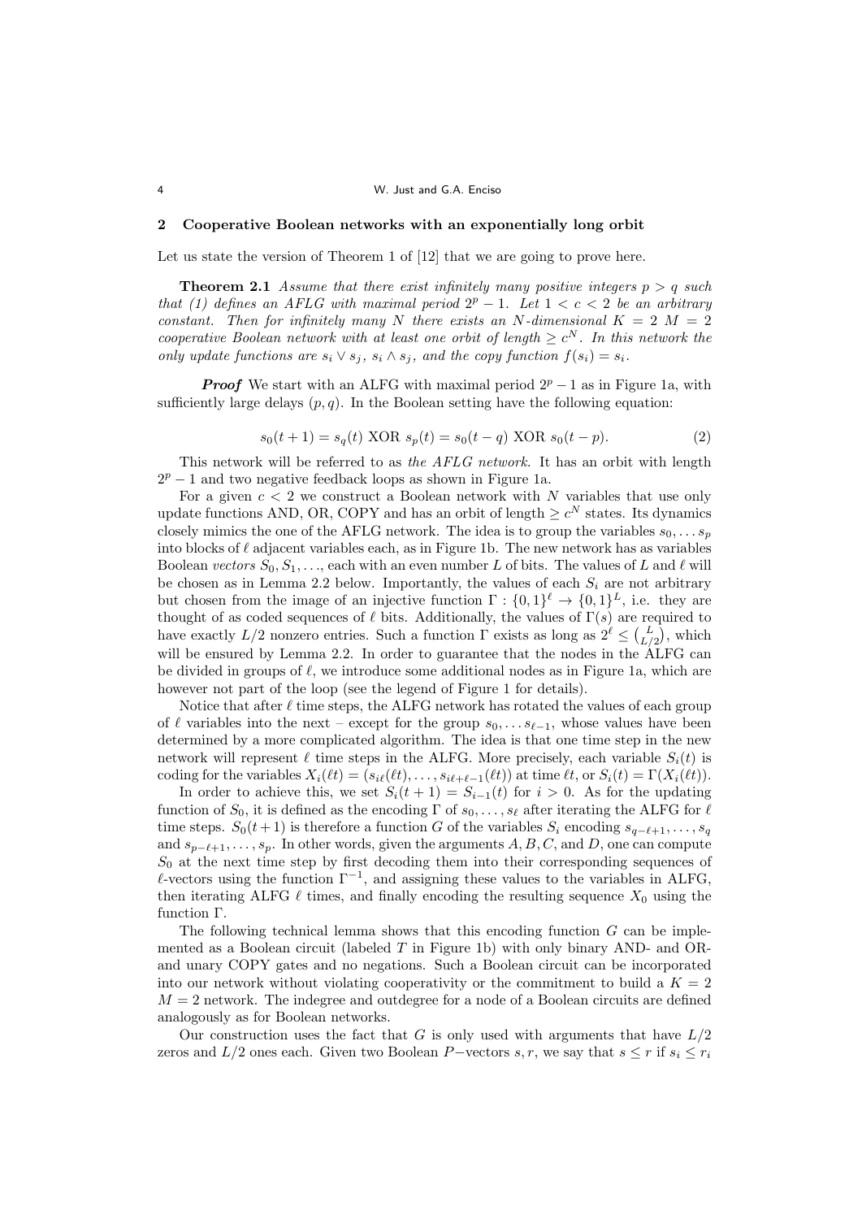## 2 Cooperative Boolean networks with an exponentially long orbit

Let us state the version of Theorem 1 of [12] that we are going to prove here.

**Theorem 2.1** *Assume that there exist infinitely many positive integers $p > q$ such that (1) defines an AFLG with maximal period $2^p - 1$. Let $1 < c < 2$ be an arbitrary constant. Then for infinitely many $N$ there exists an $N$-dimensional $K = 2$ $M = 2$ cooperative Boolean network with at least one orbit of length $\geq c^N$. In this network the only update functions are $s_i \vee s_j$, $s_i \wedge s_j$, and the copy function $f(s_i) = s_i$.*

***Proof*** We start with an ALFG with maximal period $2^p - 1$ as in Figure 1a, with sufficiently large delays $(p, q)$. In the Boolean setting have the following equation:

$$s_0(t+1) = s_q(t) \text{ XOR } s_p(t) = s_0(t-q) \text{ XOR } s_0(t-p). \tag{2}$$

This network will be referred to as *the AFLG network*. It has an orbit with length $2^p - 1$ and two negative feedback loops as shown in Figure 1a.

For a given $c < 2$ we construct a Boolean network with $N$ variables that use only update functions AND, OR, COPY and has an orbit of length $\geq c^N$ states. Its dynamics closely mimics the one of the AFLG network. The idea is to group the variables $s_0, \ldots s_p$ into blocks of $\ell$ adjacent variables each, as in Figure 1b. The new network has as variables Boolean *vectors* $S_0, S_1, \ldots$, each with an even number $L$ of bits. The values of $L$ and $\ell$ will be chosen as in Lemma 2.2 below. Importantly, the values of each $S_i$ are not arbitrary but chosen from the image of an injective function $\Gamma : \{0,1\}^\ell \to \{0,1\}^L$, i.e. they are thought of as coded sequences of $\ell$ bits. Additionally, the values of $\Gamma(s)$ are required to have exactly $L/2$ nonzero entries. Such a function $\Gamma$ exists as long as $2^\ell \leq \binom{L}{L/2}$, which will be ensured by Lemma 2.2. In order to guarantee that the nodes in the ALFG can be divided in groups of $\ell$, we introduce some additional nodes as in Figure 1a, which are however not part of the loop (see the legend of Figure 1 for details).

Notice that after $\ell$ time steps, the ALFG network has rotated the values of each group of $\ell$ variables into the next – except for the group $s_0, \ldots s_{\ell-1}$, whose values have been determined by a more complicated algorithm. The idea is that one time step in the new network will represent $\ell$ time steps in the ALFG. More precisely, each variable $S_i(t)$ is coding for the variables $X_i(\ell t) = (s_{i\ell}(\ell t), \ldots, s_{i\ell+\ell-1}(\ell t))$ at time $\ell t$, or $S_i(t) = \Gamma(X_i(\ell t))$.

In order to achieve this, we set $S_i(t+1) = S_{i-1}(t)$ for $i > 0$. As for the updating function of $S_0$, it is defined as the encoding $\Gamma$ of $s_0, \ldots, s_\ell$ after iterating the ALFG for $\ell$ time steps. $S_0(t+1)$ is therefore a function $G$ of the variables $S_i$ encoding $s_{q-\ell+1}, \ldots, s_q$ and $s_{p-\ell+1}, \ldots, s_p$. In other words, given the arguments $A, B, C$, and $D$, one can compute $S_0$ at the next time step by first decoding them into their corresponding sequences of $\ell$-vectors using the function $\Gamma^{-1}$, and assigning these values to the variables in ALFG, then iterating ALFG $\ell$ times, and finally encoding the resulting sequence $X_0$ using the function $\Gamma$.

The following technical lemma shows that this encoding function $G$ can be implemented as a Boolean circuit (labeled $T$ in Figure 1b) with only binary AND- and OR- and unary COPY gates and no negations. Such a Boolean circuit can be incorporated into our network without violating cooperativity or the commitment to build a $K = 2$ $M = 2$ network. The indegree and outdegree for a node of a Boolean circuits are defined analogously as for Boolean networks.

Our construction uses the fact that $G$ is only used with arguments that have $L/2$ zeros and $L/2$ ones each. Given two Boolean $P$−vectors $s, r$, we say that $s \leq r$ if $s_i \leq r_i$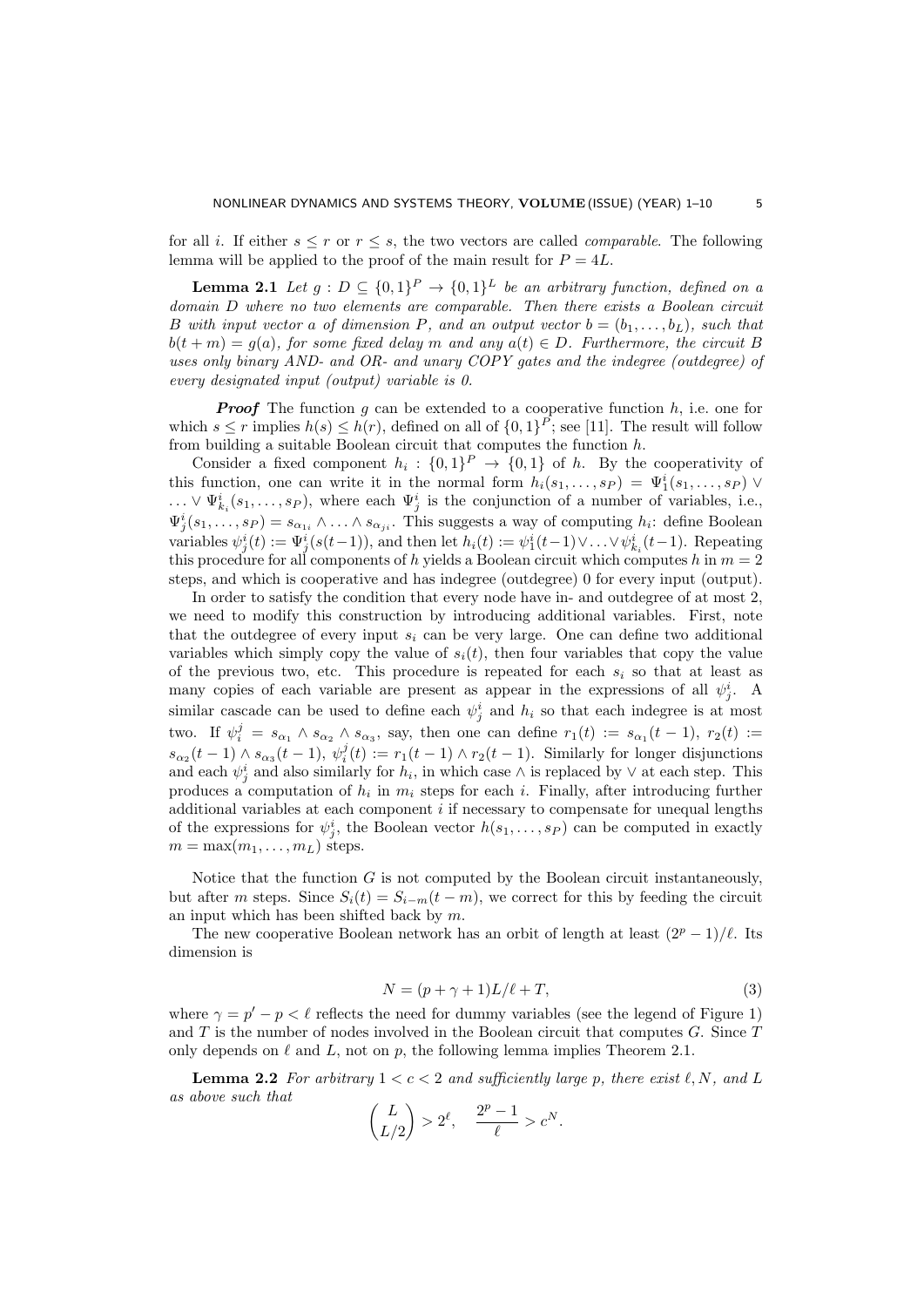for all $i$. If either $s \le r$ or $r \le s$, the two vectors are called *comparable*. The following lemma will be applied to the proof of the main result for $P = 4L$.

**Lemma 2.1** *Let $g : D \subseteq \{0,1\}^P \to \{0,1\}^L$ be an arbitrary function, defined on a domain $D$ where no two elements are comparable. Then there exists a Boolean circuit $B$ with input vector $a$ of dimension $P$, and an output vector $b = (b_1, \ldots, b_L)$, such that $b(t+m) = g(a)$, for some fixed delay $m$ and any $a(t) \in D$. Furthermore, the circuit $B$ uses only binary AND- and OR- and unary COPY gates and the indegree (outdegree) of every designated input (output) variable is 0.*

***Proof*** The function $g$ can be extended to a cooperative function $h$, i.e. one for which $s \le r$ implies $h(s) \le h(r)$, defined on all of $\{0,1\}^P$; see [11]. The result will follow from building a suitable Boolean circuit that computes the function $h$.

Consider a fixed component $h_i : \{0,1\}^P \to \{0,1\}$ of $h$. By the cooperativity of this function, one can write it in the normal form $h_i(s_1, \ldots, s_P) = \Psi_1^i(s_1, \ldots, s_P) \vee \ldots \vee \Psi_{k_i}^i(s_1, \ldots, s_P)$, where each $\Psi_j^i$ is the conjunction of a number of variables, i.e., $\Psi_j^i(s_1, \ldots, s_P) = s_{\alpha_{1i}} \wedge \ldots \wedge s_{\alpha_{ji}}$. This suggests a way of computing $h_i$: define Boolean variables $\psi_j^i(t) := \Psi_j^i(s(t-1))$, and then let $h_i(t) := \psi_1^i(t-1) \vee \ldots \vee \psi_{k_i}^i(t-1)$. Repeating this procedure for all components of $h$ yields a Boolean circuit which computes $h$ in $m = 2$ steps, and which is cooperative and has indegree (outdegree) 0 for every input (output).

In order to satisfy the condition that every node have in- and outdegree of at most 2, we need to modify this construction by introducing additional variables. First, note that the outdegree of every input $s_i$ can be very large. One can define two additional variables which simply copy the value of $s_i(t)$, then four variables that copy the value of the previous two, etc. This procedure is repeated for each $s_i$ so that at least as many copies of each variable are present as appear in the expressions of all $\psi_j^i$. A similar cascade can be used to define each $\psi_j^i$ and $h_i$ so that each indegree is at most two. If $\psi_i^j = s_{\alpha_1} \wedge s_{\alpha_2} \wedge s_{\alpha_3}$, say, then one can define $r_1(t) := s_{\alpha_1}(t-1)$, $r_2(t) := s_{\alpha_2}(t-1) \wedge s_{\alpha_3}(t-1)$, $\psi_i^j(t) := r_1(t-1) \wedge r_2(t-1)$. Similarly for longer disjunctions and each $\psi_j^i$ and also similarly for $h_i$, in which case $\wedge$ is replaced by $\vee$ at each step. This produces a computation of $h_i$ in $m_i$ steps for each $i$. Finally, after introducing further additional variables at each component $i$ if necessary to compensate for unequal lengths of the expressions for $\psi_j^i$, the Boolean vector $h(s_1, \ldots, s_P)$ can be computed in exactly $m = \max(m_1, \ldots, m_L)$ steps.

Notice that the function $G$ is not computed by the Boolean circuit instantaneously, but after $m$ steps. Since $S_i(t) = S_{i-m}(t-m)$, we correct for this by feeding the circuit an input which has been shifted back by $m$.

The new cooperative Boolean network has an orbit of length at least $(2^p - 1)/\ell$. Its dimension is

$$N = (p + \gamma + 1)L/\ell + T, \tag{3}$$

where $\gamma = p' - p < \ell$ reflects the need for dummy variables (see the legend of Figure 1) and $T$ is the number of nodes involved in the Boolean circuit that computes $G$. Since $T$ only depends on $\ell$ and $L$, not on $p$, the following lemma implies Theorem 2.1.

**Lemma 2.2** *For arbitrary $1 < c < 2$ and sufficiently large $p$, there exist $\ell, N$, and $L$ as above such that*

$$\binom{L}{L/2} > 2^\ell, \quad \frac{2^p - 1}{\ell} > c^N.$$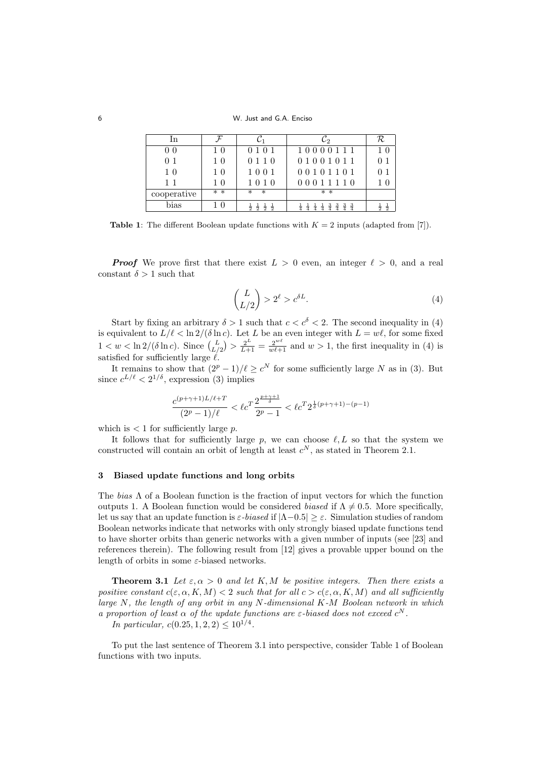| In | $\mathcal{F}$ | $\mathcal{C}_1$ | $\mathcal{C}_2$ | $\mathcal{R}$ |
|---|---|---|---|---|
| 0 0 | 1 0 | 0 1 0 1 | 1 0 0 0 0 1 1 1 | 1 0 |
| 0 1 | 1 0 | 0 1 1 0 | 0 1 0 0 1 0 1 1 | 0 1 |
| 1 0 | 1 0 | 1 0 0 1 | 0 0 1 0 1 1 0 1 | 0 1 |
| 1 1 | 1 0 | 1 0 1 0 | 0 0 0 1 1 1 1 0 | 1 0 |
| cooperative | * * | * &nbsp;&nbsp; * | * * | |
| bias | 1 0 | $\frac{1}{2}$ $\frac{1}{2}$ $\frac{1}{2}$ $\frac{1}{2}$ | $\frac{1}{4}$ $\frac{1}{4}$ $\frac{1}{4}$ $\frac{1}{4}$ $\frac{3}{4}$ $\frac{3}{4}$ $\frac{3}{4}$ $\frac{3}{4}$ | $\frac{1}{2}$ $\frac{1}{2}$ |

**Table 1**: The different Boolean update functions with $K = 2$ inputs (adapted from [7]).

***Proof*** We prove first that there exist $L > 0$ even, an integer $\ell > 0$, and a real constant $\delta > 1$ such that

$$\binom{L}{L/2} > 2^{\ell} > c^{\delta L}. \tag{4}$$

Start by fixing an arbitrary $\delta > 1$ such that $c < c^{\delta} < 2$. The second inequality in (4) is equivalent to $L/\ell < \ln 2/(\delta \ln c)$. Let $L$ be an even integer with $L = w\ell$, for some fixed $1 < w < \ln 2/(\delta \ln c)$. Since $\binom{L}{L/2} > \frac{2^L}{L+1} = \frac{2^{w\ell}}{w\ell+1}$ and $w > 1$, the first inequality in (4) is satisfied for sufficiently large $\ell$.

It remains to show that $(2^p - 1)/\ell \geq c^N$ for some sufficiently large $N$ as in (3). But since $c^{L/\ell} < 2^{1/\delta}$, expression (3) implies

$$\frac{c^{(p+\gamma+1)L/\ell+T}}{(2^p-1)/\ell} < \ell c^T \frac{2^{\frac{p+\gamma+1}{\delta}}}{2^p - 1} < \ell c^T 2^{\frac{1}{\delta}(p+\gamma+1)-(p-1)}$$

which is $< 1$ for sufficiently large $p$.

It follows that for sufficiently large $p$, we can choose $\ell, L$ so that the system we constructed will contain an orbit of length at least $c^N$, as stated in Theorem 2.1.

## 3 Biased update functions and long orbits

The *bias* $\Lambda$ of a Boolean function is the fraction of input vectors for which the function outputs 1. A Boolean function would be considered *biased* if $\Lambda \neq 0.5$. More specifically, let us say that an update function is $\varepsilon$-*biased* if $|\Lambda - 0.5| \geq \varepsilon$. Simulation studies of random Boolean networks indicate that networks with only strongly biased update functions tend to have shorter orbits than generic networks with a given number of inputs (see [23] and references therein). The following result from [12] gives a provable upper bound on the length of orbits in some $\varepsilon$-biased networks.

**Theorem 3.1** *Let $\varepsilon, \alpha > 0$ and let $K, M$ be positive integers. Then there exists a positive constant $c(\varepsilon, \alpha, K, M) < 2$ such that for all $c > c(\varepsilon, \alpha, K, M)$ and all sufficiently large $N$, the length of any orbit in any $N$-dimensional $K$-$M$ Boolean network in which a proportion of least $\alpha$ of the update functions are $\varepsilon$-biased does not exceed $c^N$.*

*In particular, $c(0.25, 1, 2, 2) \leq 10^{1/4}$.*

To put the last sentence of Theorem 3.1 into perspective, consider Table 1 of Boolean functions with two inputs.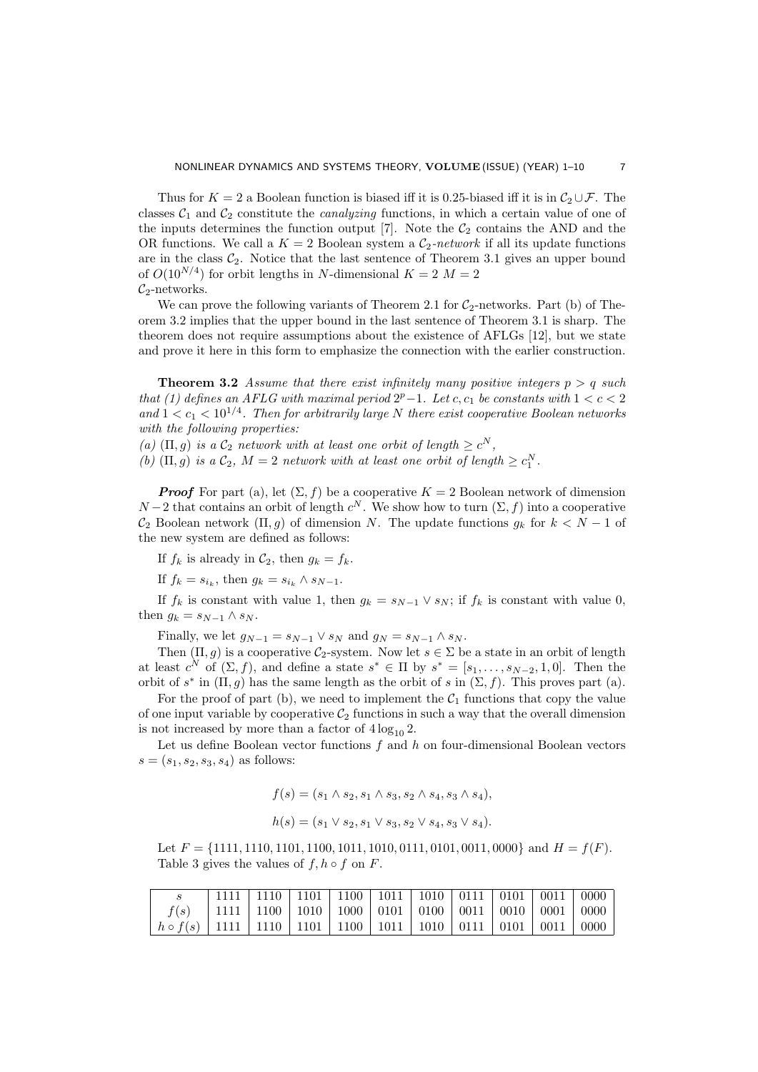Thus for $K = 2$ a Boolean function is biased iff it is 0.25-biased iff it is in $\mathcal{C}_2 \cup \mathcal{F}$. The classes $\mathcal{C}_1$ and $\mathcal{C}_2$ constitute the *canalyzing* functions, in which a certain value of one of the inputs determines the function output [7]. Note the $\mathcal{C}_2$ contains the AND and the OR functions. We call a $K = 2$ Boolean system a *$\mathcal{C}_2$-network* if all its update functions are in the class $\mathcal{C}_2$. Notice that the last sentence of Theorem 3.1 gives an upper bound of $O(10^{N/4})$ for orbit lengths in $N$-dimensional $K = 2$ $M = 2$ $\mathcal{C}_2$-networks.

We can prove the following variants of Theorem 2.1 for $\mathcal{C}_2$-networks. Part (b) of Theorem 3.2 implies that the upper bound in the last sentence of Theorem 3.1 is sharp. The theorem does not require assumptions about the existence of AFLGs [12], but we state and prove it here in this form to emphasize the connection with the earlier construction.

**Theorem 3.2** *Assume that there exist infinitely many positive integers $p > q$ such that (1) defines an AFLG with maximal period $2^p - 1$. Let $c, c_1$ be constants with $1 < c < 2$ and $1 < c_1 < 10^{1/4}$. Then for arbitrarily large $N$ there exist cooperative Boolean networks with the following properties:*

*(a) $(\Pi, g)$ is a $\mathcal{C}_2$ network with at least one orbit of length $\geq c^N$,*

*(b) $(\Pi, g)$ is a $\mathcal{C}_2$, $M = 2$ network with at least one orbit of length $\geq c_1^N$.*

***Proof*** For part (a), let $(\Sigma, f)$ be a cooperative $K = 2$ Boolean network of dimension $N - 2$ that contains an orbit of length $c^N$. We show how to turn $(\Sigma, f)$ into a cooperative $\mathcal{C}_2$ Boolean network $(\Pi, g)$ of dimension $N$. The update functions $g_k$ for $k < N - 1$ of the new system are defined as follows:

If $f_k$ is already in $\mathcal{C}_2$, then $g_k = f_k$.

If $f_k = s_{i_k}$, then $g_k = s_{i_k} \wedge s_{N-1}$.

If $f_k$ is constant with value 1, then $g_k = s_{N-1} \vee s_N$; if $f_k$ is constant with value 0, then $g_k = s_{N-1} \wedge s_N$.

Finally, we let $g_{N-1} = s_{N-1} \vee s_N$ and $g_N = s_{N-1} \wedge s_N$.

Then $(\Pi, g)$ is a cooperative $\mathcal{C}_2$-system. Now let $s \in \Sigma$ be a state in an orbit of length at least $c^N$ of $(\Sigma, f)$, and define a state $s^* \in \Pi$ by $s^* = [s_1, \dots, s_{N-2}, 1, 0]$. Then the orbit of $s^*$ in $(\Pi, g)$ has the same length as the orbit of $s$ in $(\Sigma, f)$. This proves part (a).

For the proof of part (b), we need to implement the $\mathcal{C}_1$ functions that copy the value of one input variable by cooperative $\mathcal{C}_2$ functions in such a way that the overall dimension is not increased by more than a factor of $4 \log_{10} 2$.

Let us define Boolean vector functions $f$ and $h$ on four-dimensional Boolean vectors $s = (s_1, s_2, s_3, s_4)$ as follows:

$$f(s) = (s_1 \wedge s_2, s_1 \wedge s_3, s_2 \wedge s_4, s_3 \wedge s_4),$$

$$h(s) = (s_1 \vee s_2, s_1 \vee s_3, s_2 \vee s_4, s_3 \vee s_4).$$

Let $F = \{1111, 1110, 1101, 1100, 1011, 1010, 0111, 0101, 0011, 0000\}$ and $H = f(F)$. Table 3 gives the values of $f, h \circ f$ on $F$.

| $s$ | 1111 | 1110 | 1101 | 1100 | 1011 | 1010 | 0111 | 0101 | 0011 | 0000 |
|---|---|---|---|---|---|---|---|---|---|---|
| $f(s)$ | 1111 | 1100 | 1010 | 1000 | 0101 | 0100 | 0011 | 0010 | 0001 | 0000 |
| $h \circ f(s)$ | 1111 | 1110 | 1101 | 1100 | 1011 | 1010 | 0111 | 0101 | 0011 | 0000 |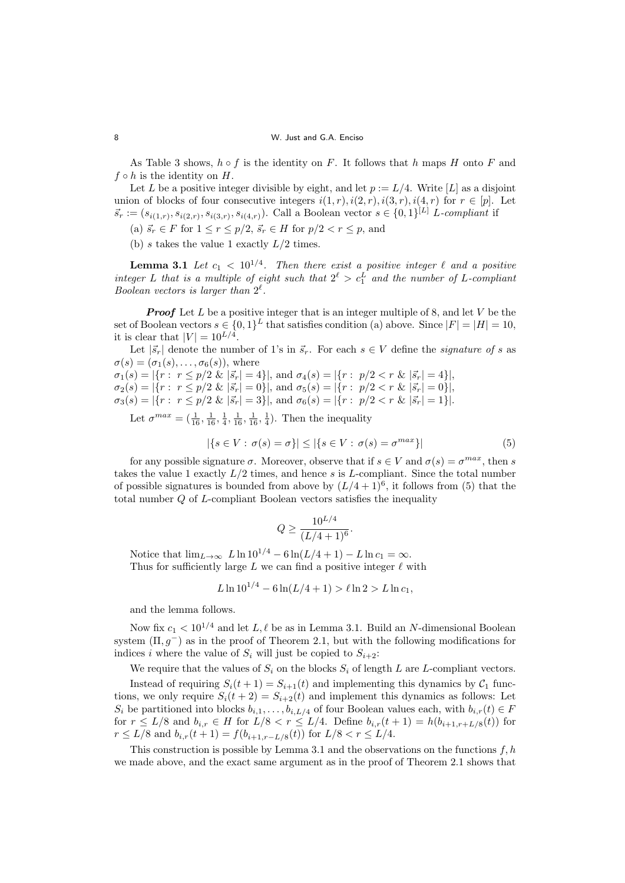As Table 3 shows, $h \circ f$ is the identity on $F$. It follows that $h$ maps $H$ onto $F$ and $f \circ h$ is the identity on $H$.

Let $L$ be a positive integer divisible by eight, and let $p := L/4$. Write $[L]$ as a disjoint union of blocks of four consecutive integers $i(1,r), i(2,r), i(3,r), i(4,r)$ for $r \in [p]$. Let $\vec{s}_r := (s_{i(1,r)}, s_{i(2,r)}, s_{i(3,r)}, s_{i(4,r)})$. Call a Boolean vector $s \in \{0,1\}^{[L]}$ *L-compliant* if

(a) $\vec{s}_r \in F$ for $1 \leq r \leq p/2$, $\vec{s}_r \in H$ for $p/2 < r \leq p$, and

(b) $s$ takes the value 1 exactly $L/2$ times.

**Lemma 3.1** *Let $c_1 < 10^{1/4}$. Then there exist a positive integer $\ell$ and a positive integer $L$ that is a multiple of eight such that $2^\ell > c_1^L$ and the number of L-compliant Boolean vectors is larger than $2^\ell$.*

***Proof*** Let $L$ be a positive integer that is an integer multiple of 8, and let $V$ be the set of Boolean vectors $s \in \{0,1\}^L$ that satisfies condition (a) above. Since $|F| = |H| = 10$, it is clear that $|V| = 10^{L/4}$.

Let $|\vec{s}_r|$ denote the number of 1's in $\vec{s}_r$. For each $s \in V$ define the *signature of* $s$ as $\sigma(s) = (\sigma_1(s), \dots, \sigma_6(s))$, where
$\sigma_1(s) = |\{r: \ r \leq p/2 \ \& \ |\vec{s}_r| = 4\}|$, and $\sigma_4(s) = |\{r: \ p/2 < r \ \& \ |\vec{s}_r| = 4\}|$,
$\sigma_2(s) = |\{r: \ r \leq p/2 \ \& \ |\vec{s}_r| = 0\}|$, and $\sigma_5(s) = |\{r: \ p/2 < r \ \& \ |\vec{s}_r| = 0\}|$,
$\sigma_3(s) = |\{r: \ r \leq p/2 \ \& \ |\vec{s}_r| = 3\}|$, and $\sigma_6(s) = |\{r: \ p/2 < r \ \& \ |\vec{s}_r| = 1\}|$.

Let $\sigma^{max} = (\frac{1}{16}, \frac{1}{16}, \frac{1}{4}, \frac{1}{16}, \frac{1}{16}, \frac{1}{4})$. Then the inequality

$$|\{s \in V : \sigma(s) = \sigma\}| \leq |\{s \in V : \sigma(s) = \sigma^{max}\}| \tag{5}$$

for any possible signature $\sigma$. Moreover, observe that if $s \in V$ and $\sigma(s) = \sigma^{max}$, then $s$ takes the value 1 exactly $L/2$ times, and hence $s$ is $L$-compliant. Since the total number of possible signatures is bounded from above by $(L/4+1)^6$, it follows from (5) that the total number $Q$ of $L$-compliant Boolean vectors satisfies the inequality

$$Q \geq \frac{10^{L/4}}{(L/4+1)^6}.$$

Notice that $\lim_{L\to\infty} \ L \ln 10^{1/4} - 6\ln(L/4+1) - L \ln c_1 = \infty$.
Thus for sufficiently large $L$ we can find a positive integer $\ell$ with

$$L \ln 10^{1/4} - 6 \ln(L/4+1) > \ell \ln 2 > L \ln c_1,$$

and the lemma follows.

Now fix $c_1 < 10^{1/4}$ and let $L, \ell$ be as in Lemma 3.1. Build an $N$-dimensional Boolean system $(\Pi, g^-)$ as in the proof of Theorem 2.1, but with the following modifications for indices $i$ where the value of $S_i$ will just be copied to $S_{i+2}$:

We require that the values of $S_i$ on the blocks $S_i$ of length $L$ are $L$-compliant vectors.

Instead of requiring $S_i(t+1) = S_{i+1}(t)$ and implementing this dynamics by $\mathcal{C}_1$ functions, we only require $S_i(t+2) = S_{i+2}(t)$ and implement this dynamics as follows: Let $S_i$ be partitioned into blocks $b_{i,1}, \dots, b_{i,L/4}$ of four Boolean values each, with $b_{i,r}(t) \in F$ for $r \leq L/8$ and $b_{i,r} \in H$ for $L/8 < r \leq L/4$. Define $b_{i,r}(t+1) = h(b_{i+1,r+L/8}(t))$ for $r \leq L/8$ and $b_{i,r}(t+1) = f(b_{i+1,r-L/8}(t))$ for $L/8 < r \leq L/4$.

This construction is possible by Lemma 3.1 and the observations on the functions $f, h$ we made above, and the exact same argument as in the proof of Theorem 2.1 shows that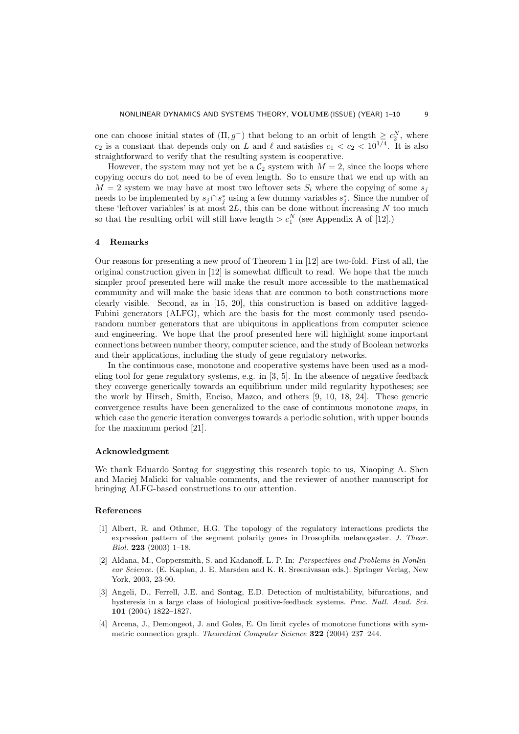one can choose initial states of $(\Pi, g^-)$ that belong to an orbit of length $\geq c_2^N$, where $c_2$ is a constant that depends only on $L$ and $\ell$ and satisfies $c_1 < c_2 < 10^{1/4}$. It is also straightforward to verify that the resulting system is cooperative.

However, the system may not yet be a $\mathcal{C}_2$ system with $M = 2$, since the loops where copying occurs do not need to be of even length. So to ensure that we end up with an $M = 2$ system we may have at most two leftover sets $S_i$ where the copying of some $s_j$ needs to be implemented by $s_j \cap s_j^*$ using a few dummy variables $s_j^*$. Since the number of these 'leftover variables' is at most $2L$, this can be done without increasing $N$ too much so that the resulting orbit will still have length $> c_1^N$ (see Appendix A of [12].)

## 4 Remarks

Our reasons for presenting a new proof of Theorem 1 in [12] are two-fold. First of all, the original construction given in [12] is somewhat difficult to read. We hope that the much simpler proof presented here will make the result more accessible to the mathematical community and will make the basic ideas that are common to both constructions more clearly visible. Second, as in [15, 20], this construction is based on additive lagged-Fubini generators (ALFG), which are the basis for the most commonly used pseudo-random number generators that are ubiquitous in applications from computer science and engineering. We hope that the proof presented here will highlight some important connections between number theory, computer science, and the study of Boolean networks and their applications, including the study of gene regulatory networks.

In the continuous case, monotone and cooperative systems have been used as a modeling tool for gene regulatory systems, e.g. in [3, 5]. In the absence of negative feedback they converge generically towards an equilibrium under mild regularity hypotheses; see the work by Hirsch, Smith, Enciso, Mazco, and others [9, 10, 18, 24]. These generic convergence results have been generalized to the case of continuous monotone *maps*, in which case the generic iteration converges towards a periodic solution, with upper bounds for the maximum period [21].

### Acknowledgment

We thank Eduardo Sontag for suggesting this research topic to us, Xiaoping A. Shen and Maciej Malicki for valuable comments, and the reviewer of another manuscript for bringing ALFG-based constructions to our attention.

### References

[1] Albert, R. and Othmer, H.G. The topology of the regulatory interactions predicts the expression pattern of the segment polarity genes in Drosophila melanogaster. *J. Theor. Biol.* **223** (2003) 1–18.

[2] Aldana, M., Coppersmith, S. and Kadanoff, L. P. In: *Perspectives and Problems in Nonlinear Science.* (E. Kaplan, J. E. Marsden and K. R. Sreenivasan eds.). Springer Verlag, New York, 2003, 23-90.

[3] Angeli, D., Ferrell, J.E. and Sontag, E.D. Detection of multistability, bifurcations, and hysteresis in a large class of biological positive-feedback systems. *Proc. Natl. Acad. Sci.* **101** (2004) 1822–1827.

[4] Arcena, J., Demongeot, J. and Goles, E. On limit cycles of monotone functions with symmetric connection graph. *Theoretical Computer Science* **322** (2004) 237–244.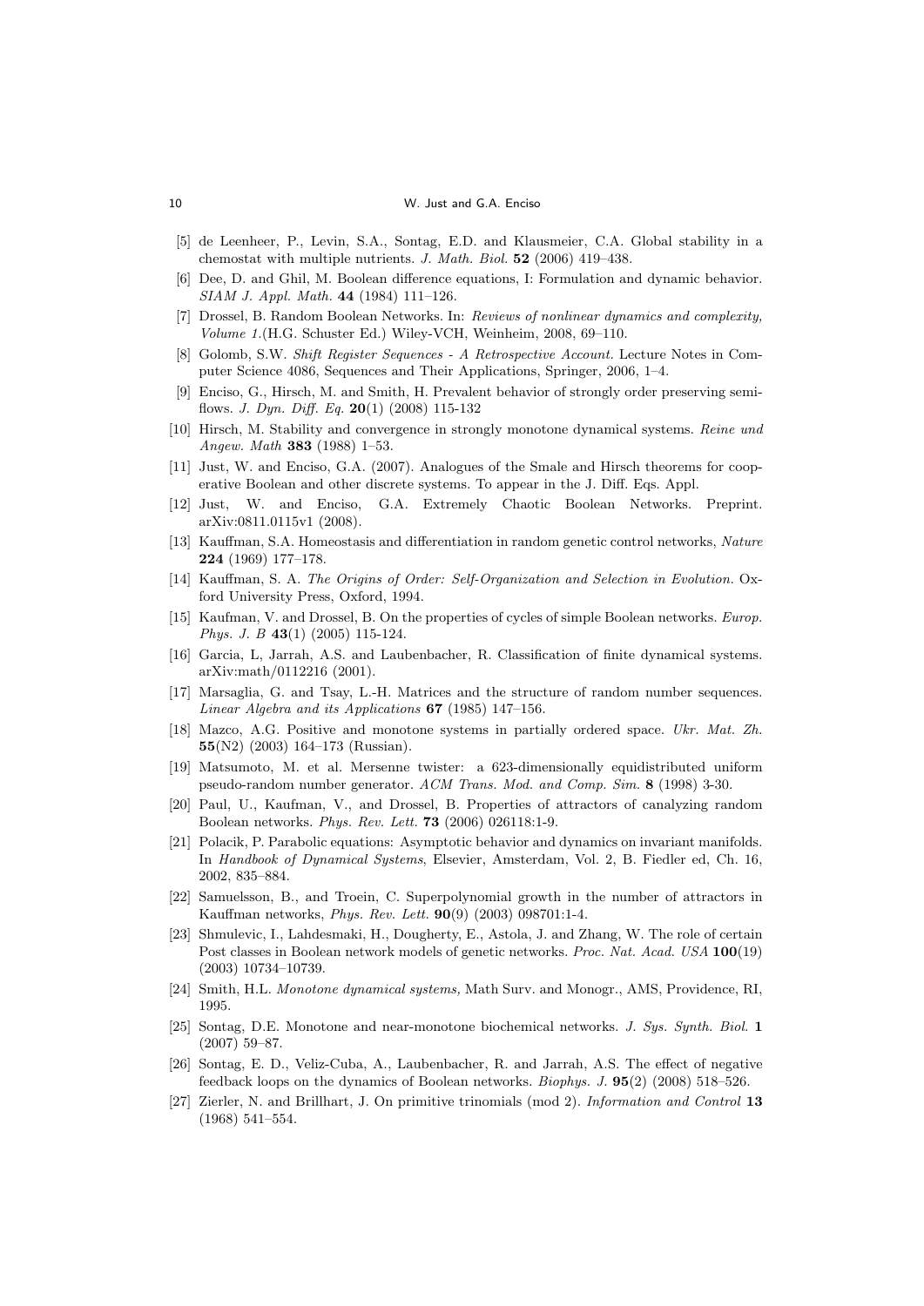[5] de Leenheer, P., Levin, S.A., Sontag, E.D. and Klausmeier, C.A. Global stability in a chemostat with multiple nutrients. *J. Math. Biol.* **52** (2006) 419–438.

[6] Dee, D. and Ghil, M. Boolean difference equations, I: Formulation and dynamic behavior. *SIAM J. Appl. Math.* **44** (1984) 111–126.

[7] Drossel, B. Random Boolean Networks. In: *Reviews of nonlinear dynamics and complexity, Volume 1.*(H.G. Schuster Ed.) Wiley-VCH, Weinheim, 2008, 69–110.

[8] Golomb, S.W. *Shift Register Sequences - A Retrospective Account.* Lecture Notes in Computer Science 4086, Sequences and Their Applications, Springer, 2006, 1–4.

[9] Enciso, G., Hirsch, M. and Smith, H. Prevalent behavior of strongly order preserving semiflows. *J. Dyn. Diff. Eq.* **20**(1) (2008) 115-132

[10] Hirsch, M. Stability and convergence in strongly monotone dynamical systems. *Reine und Angew. Math* **383** (1988) 1–53.

[11] Just, W. and Enciso, G.A. (2007). Analogues of the Smale and Hirsch theorems for cooperative Boolean and other discrete systems. To appear in the J. Diff. Eqs. Appl.

[12] Just, W. and Enciso, G.A. Extremely Chaotic Boolean Networks. Preprint. arXiv:0811.0115v1 (2008).

[13] Kauffman, S.A. Homeostasis and differentiation in random genetic control networks, *Nature* **224** (1969) 177–178.

[14] Kauffman, S. A. *The Origins of Order: Self-Organization and Selection in Evolution.* Oxford University Press, Oxford, 1994.

[15] Kaufman, V. and Drossel, B. On the properties of cycles of simple Boolean networks. *Europ. Phys. J. B* **43**(1) (2005) 115-124.

[16] Garcia, L, Jarrah, A.S. and Laubenbacher, R. Classification of finite dynamical systems. arXiv:math/0112216 (2001).

[17] Marsaglia, G. and Tsay, L.-H. Matrices and the structure of random number sequences. *Linear Algebra and its Applications* **67** (1985) 147–156.

[18] Mazco, A.G. Positive and monotone systems in partially ordered space. *Ukr. Mat. Zh.* **55**(N2) (2003) 164–173 (Russian).

[19] Matsumoto, M. et al. Mersenne twister: a 623-dimensionally equidistributed uniform pseudo-random number generator. *ACM Trans. Mod. and Comp. Sim.* **8** (1998) 3-30.

[20] Paul, U., Kaufman, V., and Drossel, B. Properties of attractors of canalyzing random Boolean networks. *Phys. Rev. Lett.* **73** (2006) 026118:1-9.

[21] Polacik, P. Parabolic equations: Asymptotic behavior and dynamics on invariant manifolds. In *Handbook of Dynamical Systems*, Elsevier, Amsterdam, Vol. 2, B. Fiedler ed, Ch. 16, 2002, 835–884.

[22] Samuelsson, B., and Troein, C. Superpolynomial growth in the number of attractors in Kauffman networks, *Phys. Rev. Lett.* **90**(9) (2003) 098701:1-4.

[23] Shmulevic, I., Lahdesmaki, H., Dougherty, E., Astola, J. and Zhang, W. The role of certain Post classes in Boolean network models of genetic networks. *Proc. Nat. Acad. USA* **100**(19) (2003) 10734–10739.

[24] Smith, H.L. *Monotone dynamical systems,* Math Surv. and Monogr., AMS, Providence, RI, 1995.

[25] Sontag, D.E. Monotone and near-monotone biochemical networks. *J. Sys. Synth. Biol*. **1** (2007) 59–87.

[26] Sontag, E. D., Veliz-Cuba, A., Laubenbacher, R. and Jarrah, A.S. The effect of negative feedback loops on the dynamics of Boolean networks. *Biophys. J.* **95**(2) (2008) 518–526.

[27] Zierler, N. and Brillhart, J. On primitive trinomials (mod 2). *Information and Control* **13** (1968) 541–554.